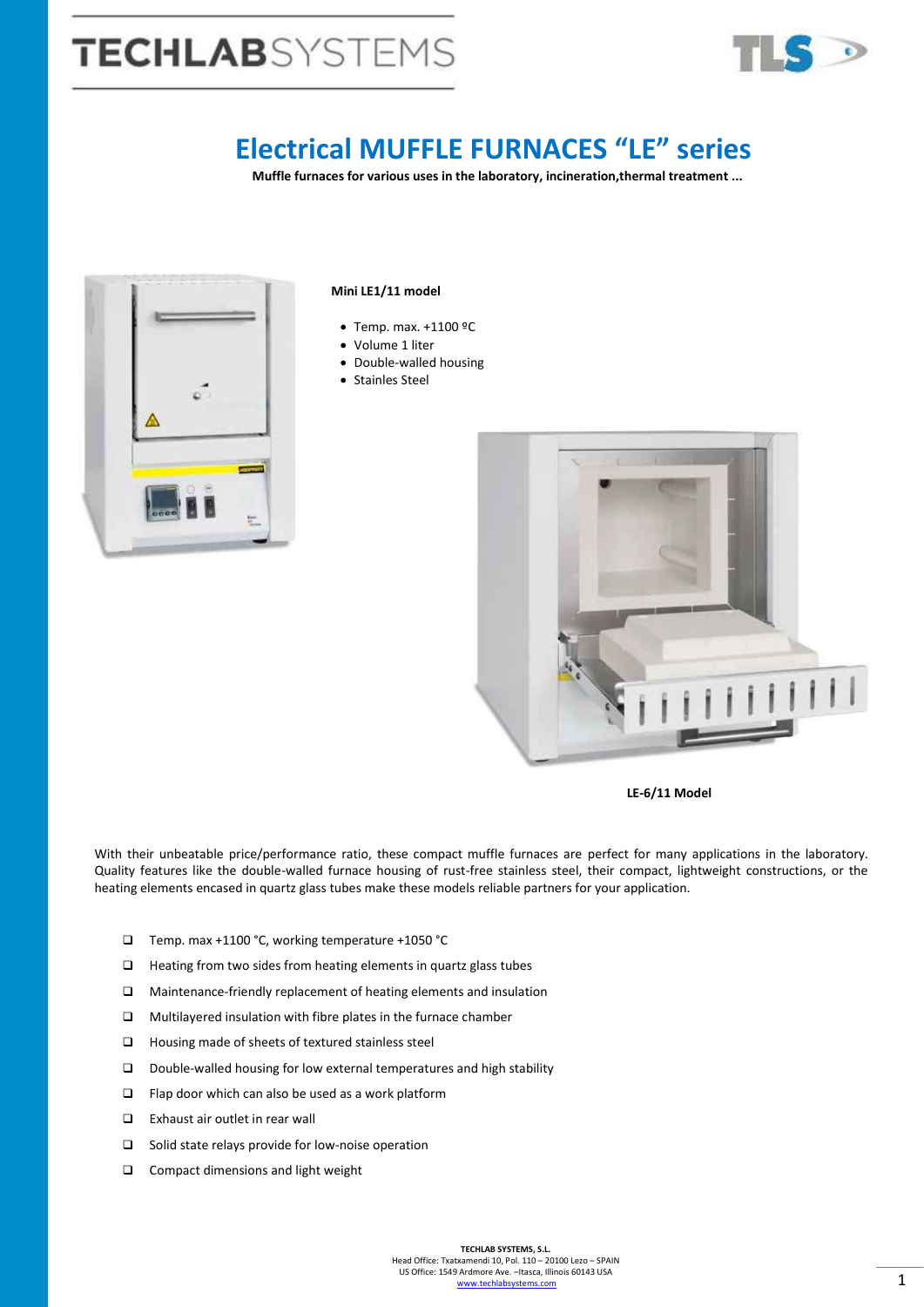# Electrical MUFFLE FURNACES "LE" series

**Muffle furnaces for various uses in the laboratory, incineration,thermal treatment ...**

**Mini LE1/11 model**

- Temp. max. +1100 ºC
- Volume 1 liter
- Double-walled housing
- Stainles Steel

**LE-6/11 Model**

With their unbeatable price/performance ratio, these compact muffle furnaces are perfect for many applications in the laboratory. Quality features like the double-walled furnace housing of rust-free stainless steel, their compact, lightweight constructions, or the heating elements encased in quartz glass tubes make these models reliable partners for your application.

- Temp. max +1100 °C, working temperature +1050 °C
- Heating from two sides from heating elements in quartz glass tubes
- Maintenance-friendly replacement of heating elements and insulation
- Multilayered insulation with fibre plates in the furnace chamber
- Housing made of sheets of textured stainless steel
- Double-walled housing for low external temperatures and high stability
- Flap door which can also be used as a work platform
- Exhaust air outlet in rear wall
- Solid state relays provide for low-noise operation
- Compact dimensions and light weight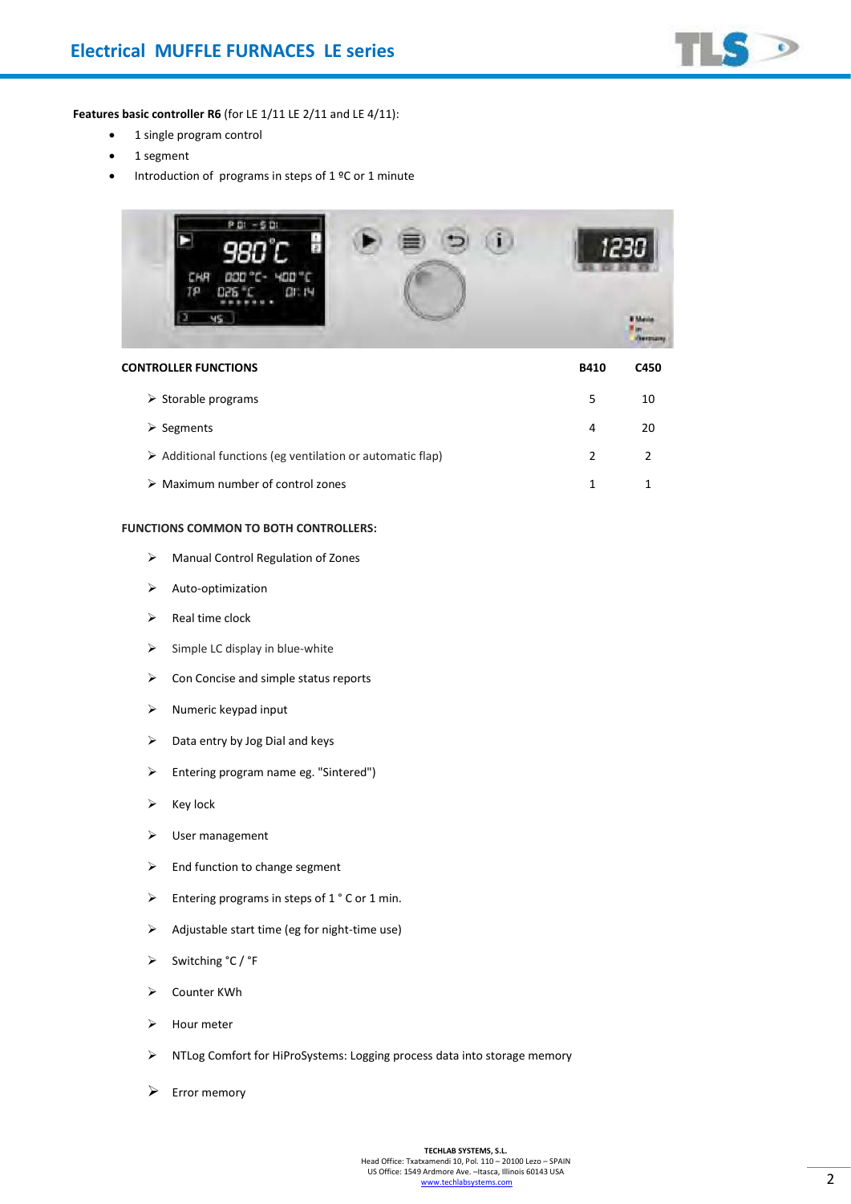## Electrical MUFFLE FURNACES LE series

**Features basic controller R6** (for LE 1/11 LE 2/11 and LE 4/11):

- 1 single program control
- 1 segment
- Introduction of programs in steps of 1 ºC or 1 minute

| CONTROLLER FUNCTIONS | B410 | C450 |
|---|---|---|
| ➢ Storable programs | 5 | 10 |
| ➢ Segments | 4 | 20 |
| ➢ Additional functions (eg ventilation or automatic flap) | 2 | 2 |
| ➢ Maximum number of control zones | 1 | 1 |

**FUNCTIONS COMMON TO BOTH CONTROLLERS:**

- ➢ Manual Control Regulation of Zones
- ➢ Auto-optimization
- ➢ Real time clock
- ➢ Simple LC display in blue-white
- ➢ Con Concise and simple status reports
- ➢ Numeric keypad input
- ➢ Data entry by Jog Dial and keys
- ➢ Entering program name eg. "Sintered")
- ➢ Key lock
- ➢ User management
- ➢ End function to change segment
- ➢ Entering programs in steps of 1 ° C or 1 min.
- ➢ Adjustable start time (eg for night-time use)
- ➢ Switching °C / °F
- ➢ Counter KWh
- ➢ Hour meter
- ➢ NTLog Comfort for HiProSystems: Logging process data into storage memory
- ➢ Error memory

**TECHLAB SYSTEMS, S.L.**
Head Office: Txatxamendi 10, Pol. 110 – 20100 Lezo – SPAIN
US Office: 1549 Ardmore Ave. –Itasca, Illinois 60143 USA
www.techlabsystems.com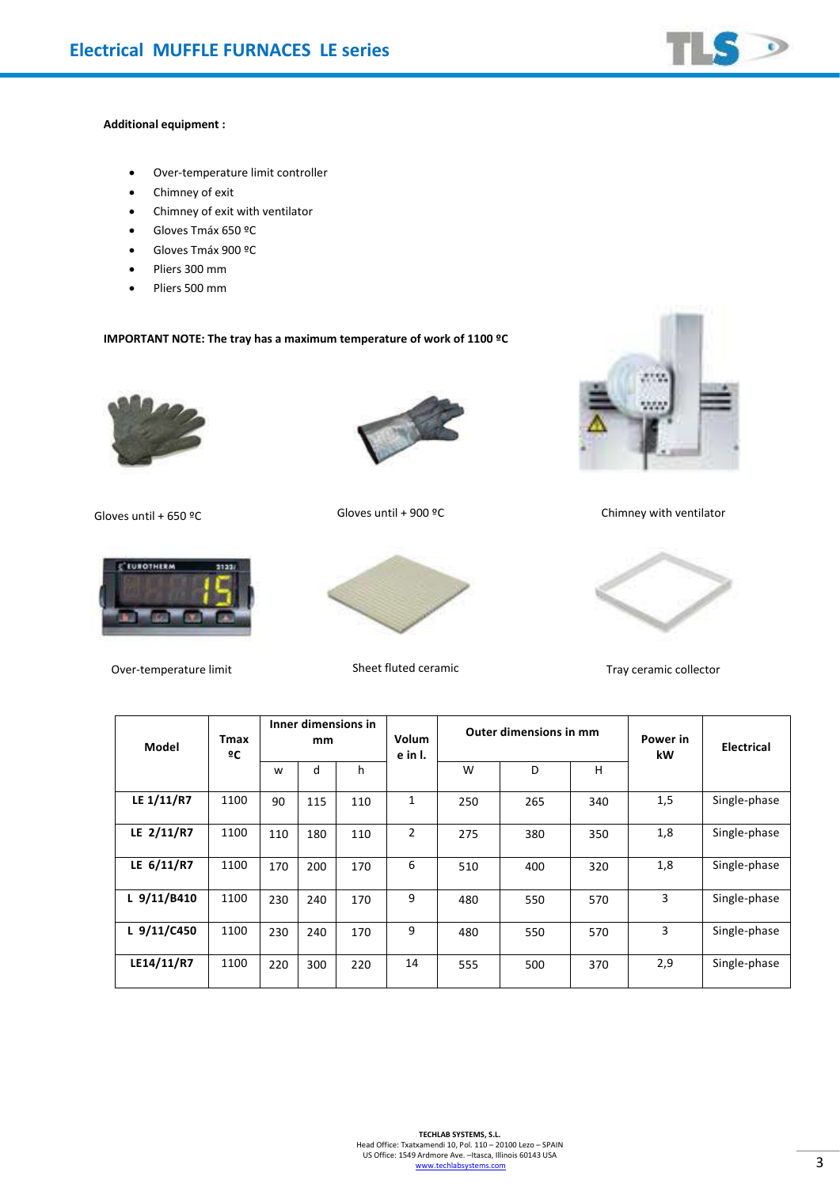**Additional equipment :**

- Over-temperature limit controller
- Chimney of exit
- Chimney of exit with ventilator
- Gloves Tmáx 650 ºC
- Gloves Tmáx 900 ºC
- Pliers 300 mm
- Pliers 500 mm

**IMPORTANT NOTE: The tray has a maximum temperature of work of 1100 ºC**

Gloves until + 650 ºC

Gloves until + 900 ºC

Chimney with ventilator

Over-temperature limit

Sheet fluted ceramic

Tray ceramic collector

| Model | Tmax ºC | Inner dimensions in mm | | | Volume in l. | Outer dimensions in mm | | | Power in kW | Electrical |
|---|---|---|---|---|---|---|---|---|---|---|
| | | w | d | h | | W | D | H | | |
| **LE 1/11/R7** | 1100 | 90 | 115 | 110 | 1 | 250 | 265 | 340 | 1,5 | Single-phase |
| **LE 2/11/R7** | 1100 | 110 | 180 | 110 | 2 | 275 | 380 | 350 | 1,8 | Single-phase |
| **LE 6/11/R7** | 1100 | 170 | 200 | 170 | 6 | 510 | 400 | 320 | 1,8 | Single-phase |
| **L 9/11/B410** | 1100 | 230 | 240 | 170 | 9 | 480 | 550 | 570 | 3 | Single-phase |
| **L 9/11/C450** | 1100 | 230 | 240 | 170 | 9 | 480 | 550 | 570 | 3 | Single-phase |
| **LE14/11/R7** | 1100 | 220 | 300 | 220 | 14 | 555 | 500 | 370 | 2,9 | Single-phase |

**TECHLAB SYSTEMS, S.L.**
Head Office: Txatxamendi 10, Pol. 110 – 20100 Lezo – SPAIN
US Office: 1549 Ardmore Ave. –Itasca, Illinois 60143 USA
www.techlabsystems.com